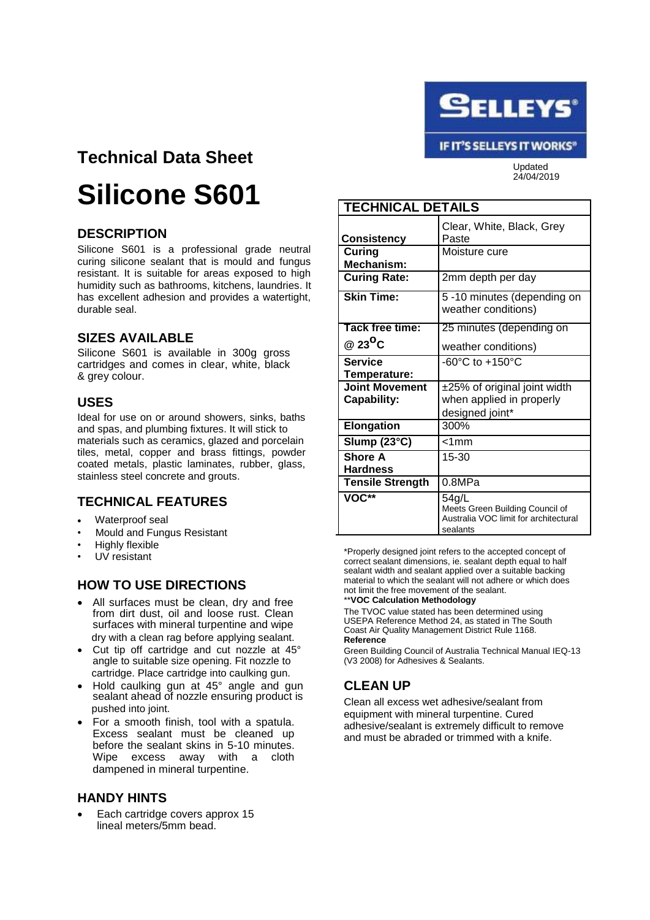# Technical Data Sheet

SELLEYS®

IF IT'S SELLEYS IT WORKS®

Updated 24/04/2019

# Silicone S601

## DESCRIPTION

Silicone S601 is a professional grade neutral curing silicone sealant that is mould and fungus resistant. It is suitable for areas exposed to high humidity such as bathrooms, kitchens, laundries. It has excellent adhesion and provides a watertight, durable seal.

## SIZES AVAILABLE

Silicone S601 is available in 300g gross cartridges and comes in clear, white, black & grey colour.

## USES

Ideal for use on or around showers, sinks, baths and spas, and plumbing fixtures. It will stick to materials such as ceramics, glazed and porcelain tiles, metal, copper and brass fittings, powder coated metals, plastic laminates, rubber, glass, stainless steel concrete and grouts.

## TECHNICAL FEATURES

- Waterproof seal
- Mould and Fungus Resistant
- Highly flexible
- UV resistant

## HOW TO USE DIRECTIONS

- All surfaces must be clean, dry and free from dirt dust, oil and loose rust. Clean surfaces with mineral turpentine and wipe dry with a clean rag before applying sealant.
- Cut tip off cartridge and cut nozzle at 45° angle to suitable size opening. Fit nozzle to cartridge. Place cartridge into caulking gun.
- Hold caulking gun at 45° angle and gun sealant ahead of nozzle ensuring product is pushed into joint.
- For a smooth finish, tool with a spatula. Excess sealant must be cleaned up before the sealant skins in 5-10 minutes. Wipe excess away with a cloth dampened in mineral turpentine.

## HANDY HINTS

- Each cartridge covers approx 15 lineal meters/5mm bead.

| TECHNICAL DETAILS | |
|---|---|
| Consistency | Clear, White, Black, Grey Paste |
| Curing Mechanism: | Moisture cure |
| Curing Rate: | 2mm depth per day |
| Skin Time: | 5 -10 minutes (depending on weather conditions) |
| Tack free time: @ 23°C | 25 minutes (depending on weather conditions) |
| Service Temperature: | -60°C to +150°C |
| Joint Movement Capability: | ±25% of original joint width when applied in properly designed joint* |
| Elongation | 300% |
| Slump (23°C) | <1mm |
| Shore A Hardness | 15-30 |
| Tensile Strength | 0.8MPa |
| VOC** | 54g/L Meets Green Building Council of Australia VOC limit for architectural sealants |

*Properly designed joint refers to the accepted concept of correct sealant dimensions, ie. sealant depth equal to half sealant width and sealant applied over a suitable backing material to which the sealant will not adhere or which does not limit the free movement of the sealant.

****VOC Calculation Methodology**

The TVOC value stated has been determined using USEPA Reference Method 24, as stated in The South Coast Air Quality Management District Rule 1168.

**Reference**

Green Building Council of Australia Technical Manual IEQ-13 (V3 2008) for Adhesives & Sealants.

## CLEAN UP

Clean all excess wet adhesive/sealant from equipment with mineral turpentine. Cured adhesive/sealant is extremely difficult to remove and must be abraded or trimmed with a knife.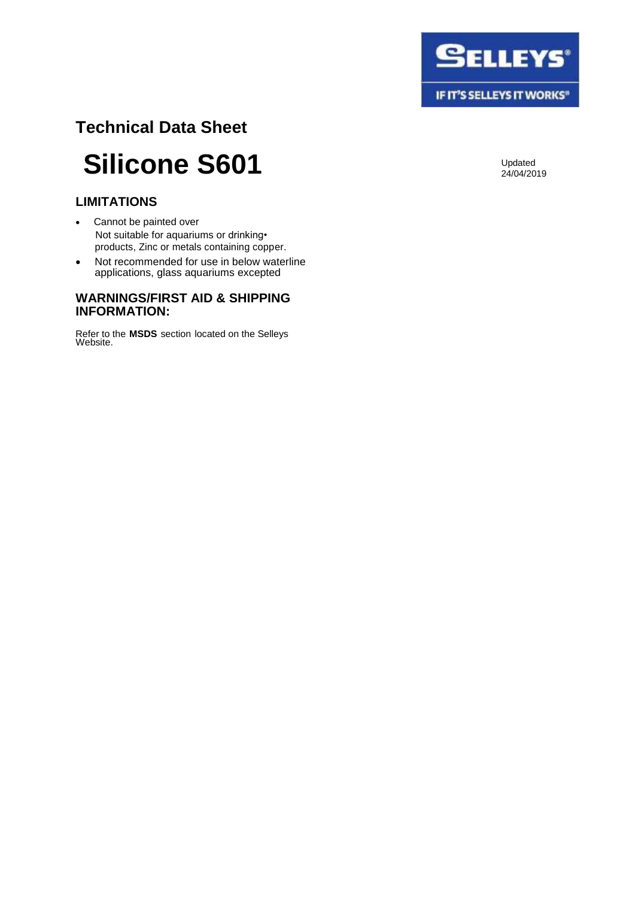## Technical Data Sheet

# Silicone S601

Updated
24/04/2019

### LIMITATIONS

- Cannot be painted over
- Not suitable for aquariums or drinking products, Zinc or metals containing copper.
- Not recommended for use in below waterline applications, glass aquariums excepted

### WARNINGS/FIRST AID & SHIPPING INFORMATION:

Refer to the **MSDS** section located on the Selleys Website.